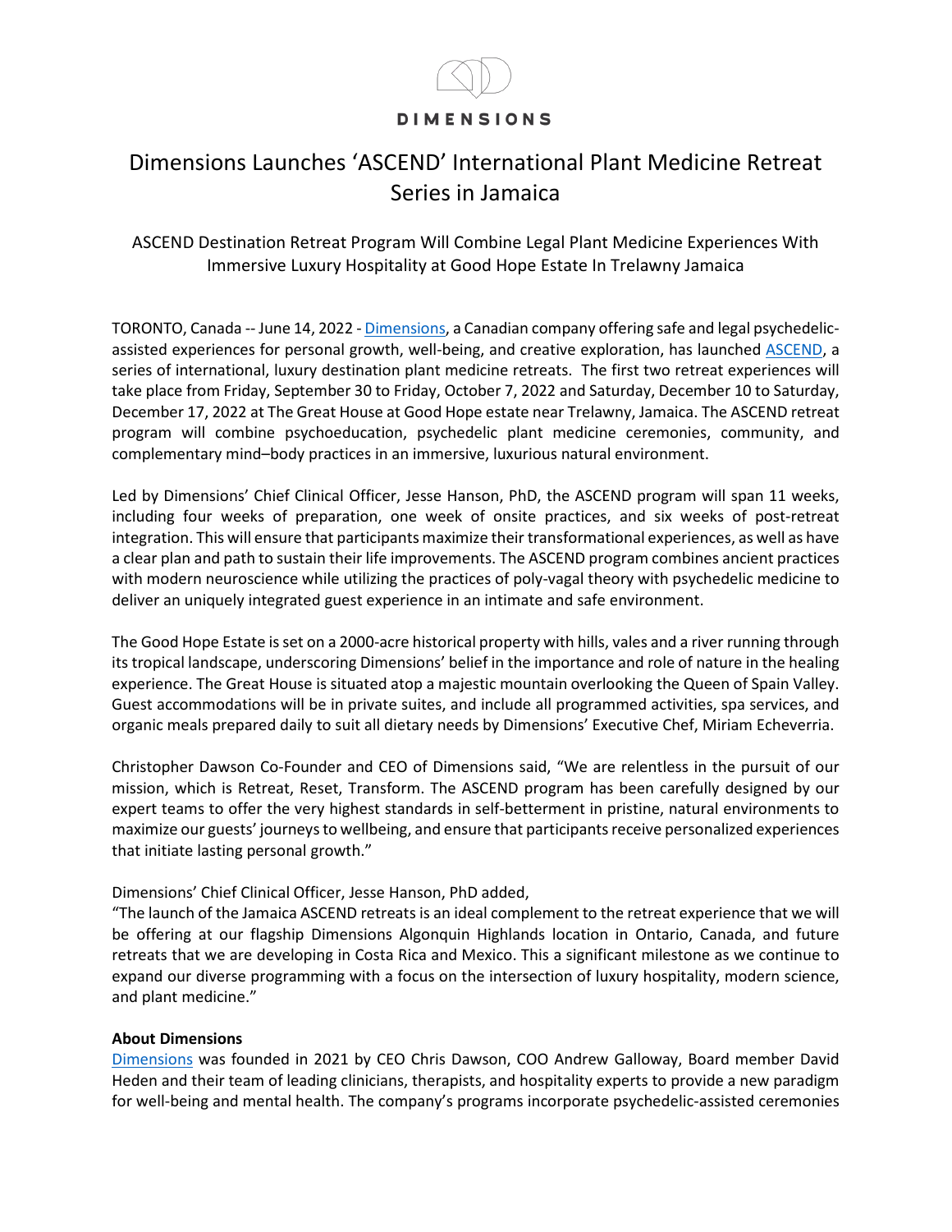DIMENSIONS

# Dimensions Launches 'ASCEND' International Plant Medicine Retreat Series in Jamaica

## ASCEND Destination Retreat Program Will Combine Legal Plant Medicine Experiences With Immersive Luxury Hospitality at Good Hope Estate In Trelawny Jamaica

TORONTO, Canada -- June 14, 2022 - Dimensions, a Canadian company offering safe and legal psychedelic-assisted experiences for personal growth, well-being, and creative exploration, has launched ASCEND, a series of international, luxury destination plant medicine retreats. The first two retreat experiences will take place from Friday, September 30 to Friday, October 7, 2022 and Saturday, December 10 to Saturday, December 17, 2022 at The Great House at Good Hope estate near Trelawny, Jamaica. The ASCEND retreat program will combine psychoeducation, psychedelic plant medicine ceremonies, community, and complementary mind–body practices in an immersive, luxurious natural environment.

Led by Dimensions' Chief Clinical Officer, Jesse Hanson, PhD, the ASCEND program will span 11 weeks, including four weeks of preparation, one week of onsite practices, and six weeks of post-retreat integration. This will ensure that participants maximize their transformational experiences, as well as have a clear plan and path to sustain their life improvements. The ASCEND program combines ancient practices with modern neuroscience while utilizing the practices of poly-vagal theory with psychedelic medicine to deliver an uniquely integrated guest experience in an intimate and safe environment.

The Good Hope Estate is set on a 2000-acre historical property with hills, vales and a river running through its tropical landscape, underscoring Dimensions' belief in the importance and role of nature in the healing experience. The Great House is situated atop a majestic mountain overlooking the Queen of Spain Valley. Guest accommodations will be in private suites, and include all programmed activities, spa services, and organic meals prepared daily to suit all dietary needs by Dimensions' Executive Chef, Miriam Echeverria.

Christopher Dawson Co-Founder and CEO of Dimensions said, "We are relentless in the pursuit of our mission, which is Retreat, Reset, Transform. The ASCEND program has been carefully designed by our expert teams to offer the very highest standards in self-betterment in pristine, natural environments to maximize our guests' journeys to wellbeing, and ensure that participants receive personalized experiences that initiate lasting personal growth."

Dimensions' Chief Clinical Officer, Jesse Hanson, PhD added,
"The launch of the Jamaica ASCEND retreats is an ideal complement to the retreat experience that we will be offering at our flagship Dimensions Algonquin Highlands location in Ontario, Canada, and future retreats that we are developing in Costa Rica and Mexico. This a significant milestone as we continue to expand our diverse programming with a focus on the intersection of luxury hospitality, modern science, and plant medicine."

**About Dimensions**

Dimensions was founded in 2021 by CEO Chris Dawson, COO Andrew Galloway, Board member David Heden and their team of leading clinicians, therapists, and hospitality experts to provide a new paradigm for well-being and mental health. The company's programs incorporate psychedelic-assisted ceremonies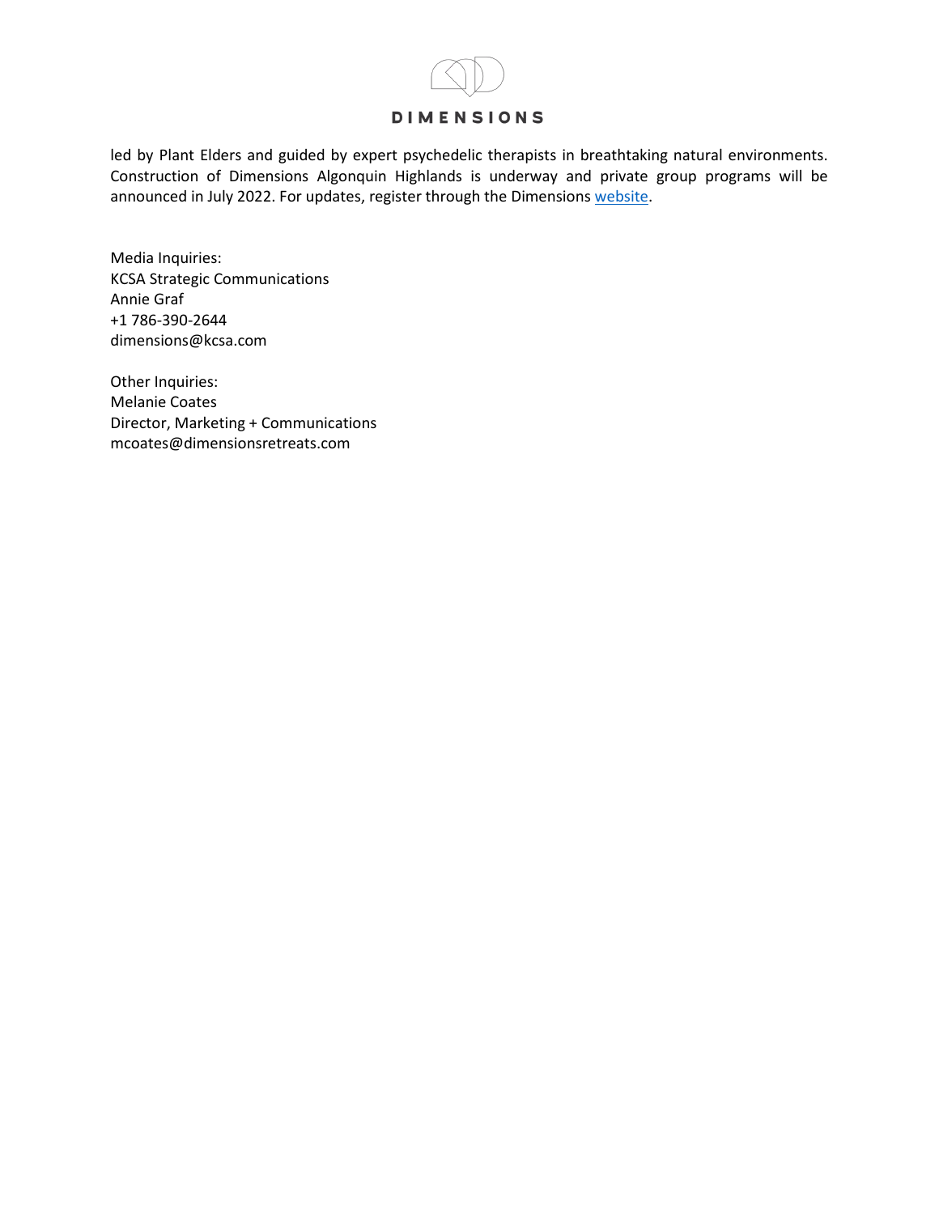led by Plant Elders and guided by expert psychedelic therapists in breathtaking natural environments. Construction of Dimensions Algonquin Highlands is underway and private group programs will be announced in July 2022. For updates, register through the Dimensions website.

Media Inquiries:
KCSA Strategic Communications
Annie Graf
+1 786-390-2644
dimensions@kcsa.com

Other Inquiries:
Melanie Coates
Director, Marketing + Communications
mcoates@dimensionsretreats.com